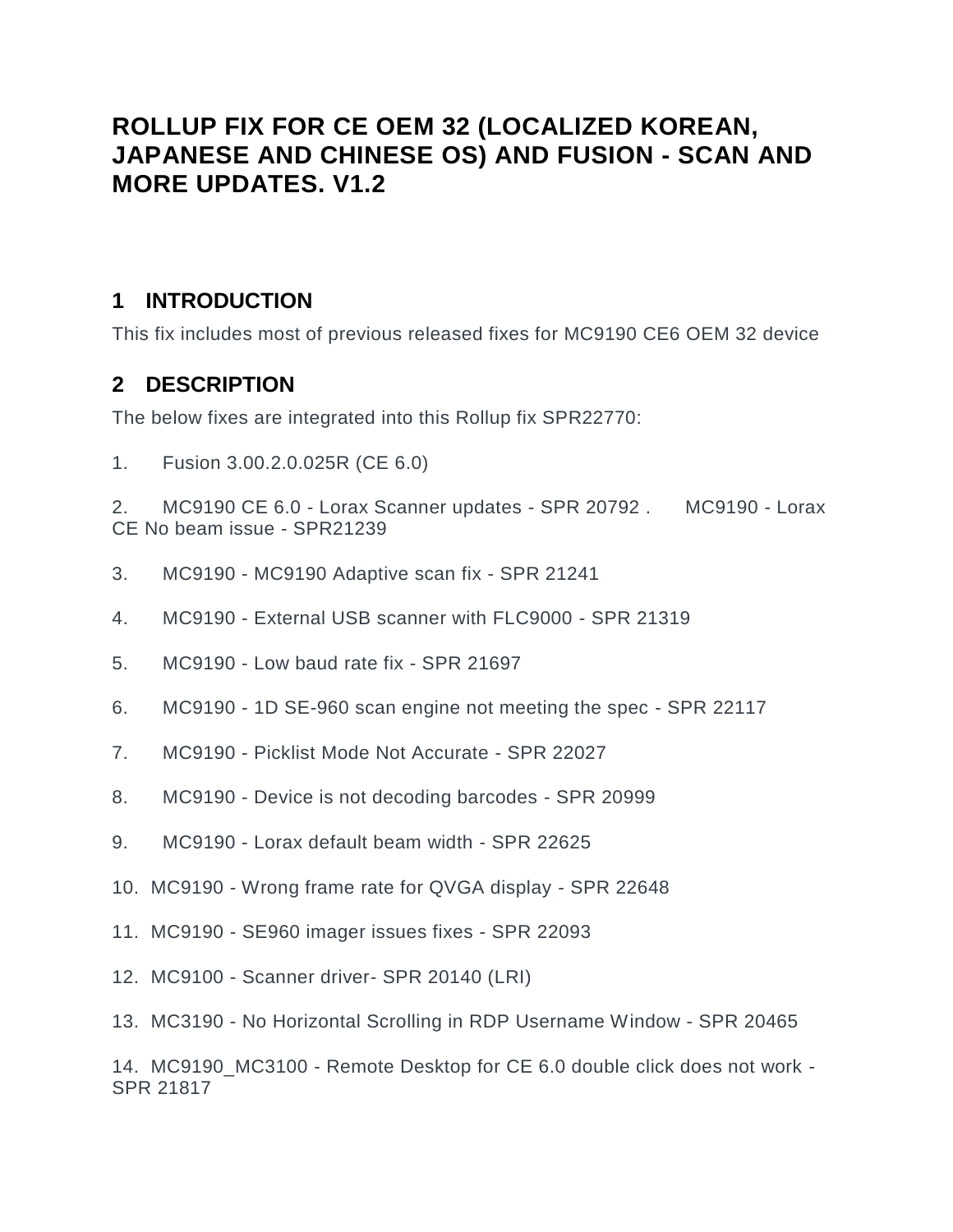# ROLLUP FIX FOR CE OEM 32 (LOCALIZED KOREAN, JAPANESE AND CHINESE OS) AND FUSION - SCAN AND MORE UPDATES. V1.2

## 1 INTRODUCTION

This fix includes most of previous released fixes for MC9190 CE6 OEM 32 device

## 2 DESCRIPTION

The below fixes are integrated into this Rollup fix SPR22770:

1. Fusion 3.00.2.0.025R (CE 6.0)
2. MC9190 CE 6.0 - Lorax Scanner updates - SPR 20792 . MC9190 - Lorax CE No beam issue - SPR21239
3. MC9190 - MC9190 Adaptive scan fix - SPR 21241
4. MC9190 - External USB scanner with FLC9000 - SPR 21319
5. MC9190 - Low baud rate fix - SPR 21697
6. MC9190 - 1D SE-960 scan engine not meeting the spec - SPR 22117
7. MC9190 - Picklist Mode Not Accurate - SPR 22027
8. MC9190 - Device is not decoding barcodes - SPR 20999
9. MC9190 - Lorax default beam width - SPR 22625
10. MC9190 - Wrong frame rate for QVGA display - SPR 22648
11. MC9190 - SE960 imager issues fixes - SPR 22093
12. MC9100 - Scanner driver- SPR 20140 (LRI)
13. MC3190 - No Horizontal Scrolling in RDP Username Window - SPR 20465
14. MC9190_MC3100 - Remote Desktop for CE 6.0 double click does not work - SPR 21817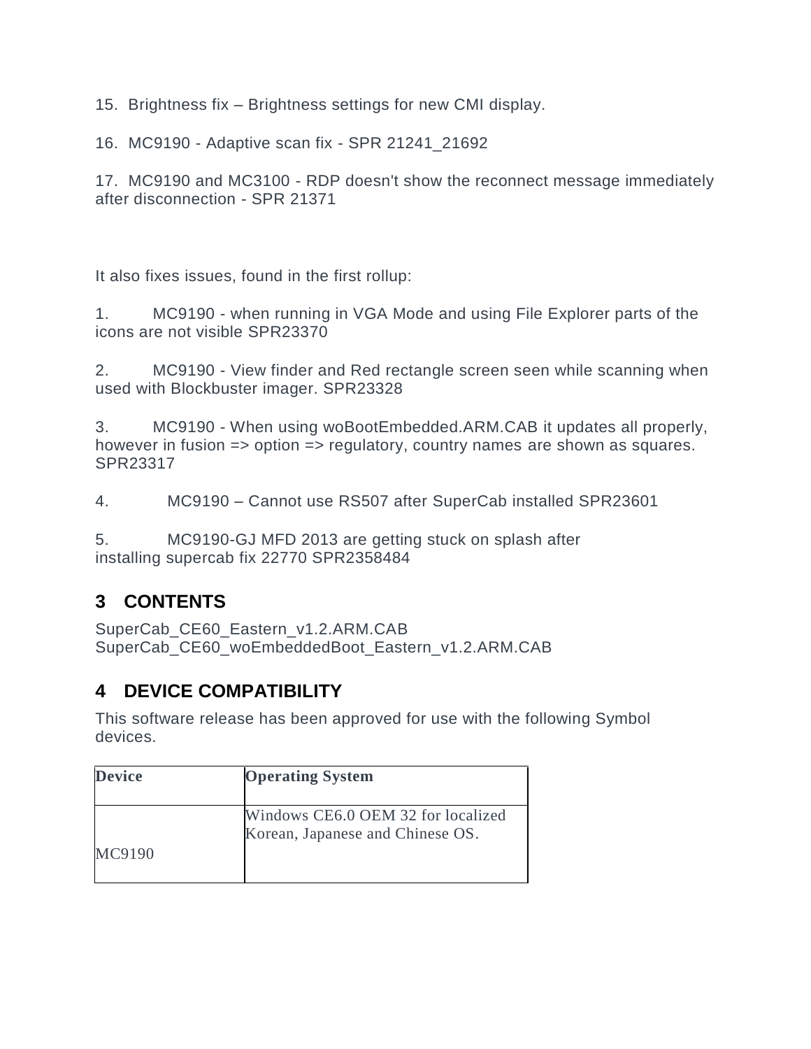15. Brightness fix – Brightness settings for new CMI display.

16. MC9190 - Adaptive scan fix - SPR 21241_21692

17. MC9190 and MC3100 - RDP doesn't show the reconnect message immediately after disconnection - SPR 21371

It also fixes issues, found in the first rollup:

1. MC9190 - when running in VGA Mode and using File Explorer parts of the icons are not visible SPR23370

2. MC9190 - View finder and Red rectangle screen seen while scanning when used with Blockbuster imager. SPR23328

3. MC9190 - When using woBootEmbedded.ARM.CAB it updates all properly, however in fusion => option => regulatory, country names are shown as squares. SPR23317

4. MC9190 – Cannot use RS507 after SuperCab installed SPR23601

5. MC9190-GJ MFD 2013 are getting stuck on splash after installing supercab fix 22770 SPR2358484

## 3 CONTENTS

SuperCab_CE60_Eastern_v1.2.ARM.CAB
SuperCab_CE60_woEmbeddedBoot_Eastern_v1.2.ARM.CAB

## 4 DEVICE COMPATIBILITY

This software release has been approved for use with the following Symbol devices.

| Device | Operating System |
| --- | --- |
| MC9190 | Windows CE6.0 OEM 32 for localized Korean, Japanese and Chinese OS. |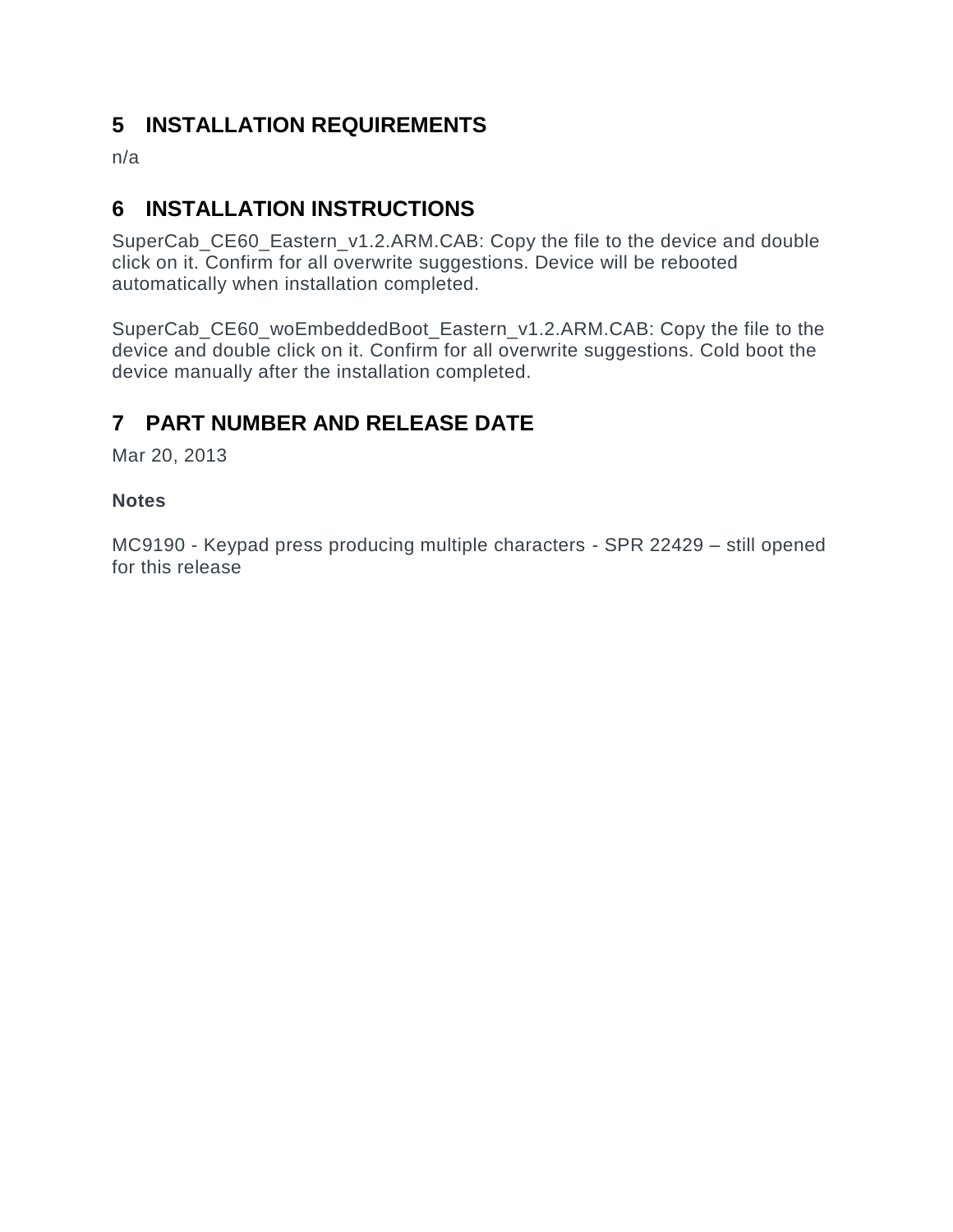## 5 INSTALLATION REQUIREMENTS

n/a

## 6 INSTALLATION INSTRUCTIONS

SuperCab_CE60_Eastern_v1.2.ARM.CAB: Copy the file to the device and double click on it. Confirm for all overwrite suggestions. Device will be rebooted automatically when installation completed.

SuperCab_CE60_woEmbeddedBoot_Eastern_v1.2.ARM.CAB: Copy the file to the device and double click on it. Confirm for all overwrite suggestions. Cold boot the device manually after the installation completed.

## 7 PART NUMBER AND RELEASE DATE

Mar 20, 2013

**Notes**

MC9190 - Keypad press producing multiple characters - SPR 22429 – still opened for this release